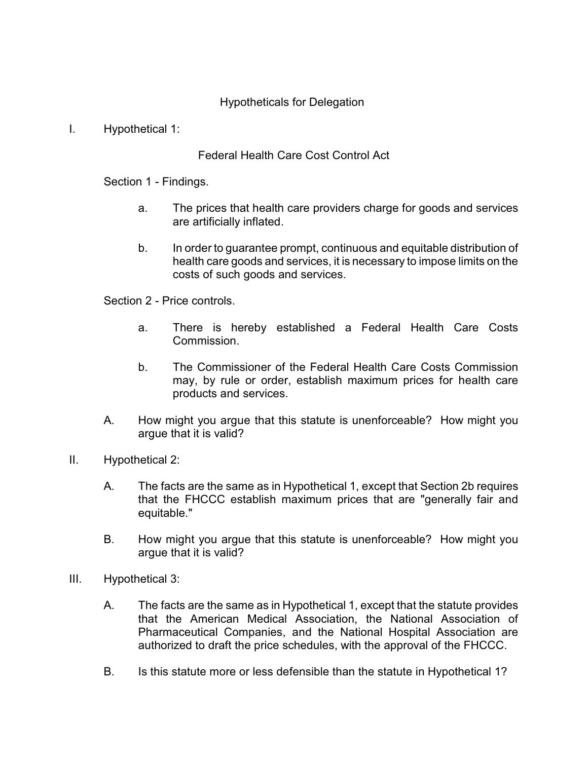# Hypotheticals for Delegation

I. Hypothetical 1:

## Federal Health Care Cost Control Act

Section 1 - Findings.

a. The prices that health care providers charge for goods and services are artificially inflated.

b. In order to guarantee prompt, continuous and equitable distribution of health care goods and services, it is necessary to impose limits on the costs of such goods and services.

Section 2 - Price controls.

a. There is hereby established a Federal Health Care Costs Commission.

b. The Commissioner of the Federal Health Care Costs Commission may, by rule or order, establish maximum prices for health care products and services.

A. How might you argue that this statute is unenforceable? How might you argue that it is valid?

II. Hypothetical 2:

A. The facts are the same as in Hypothetical 1, except that Section 2b requires that the FHCCC establish maximum prices that are "generally fair and equitable."

B. How might you argue that this statute is unenforceable? How might you argue that it is valid?

III. Hypothetical 3:

A. The facts are the same as in Hypothetical 1, except that the statute provides that the American Medical Association, the National Association of Pharmaceutical Companies, and the National Hospital Association are authorized to draft the price schedules, with the approval of the FHCCC.

B. Is this statute more or less defensible than the statute in Hypothetical 1?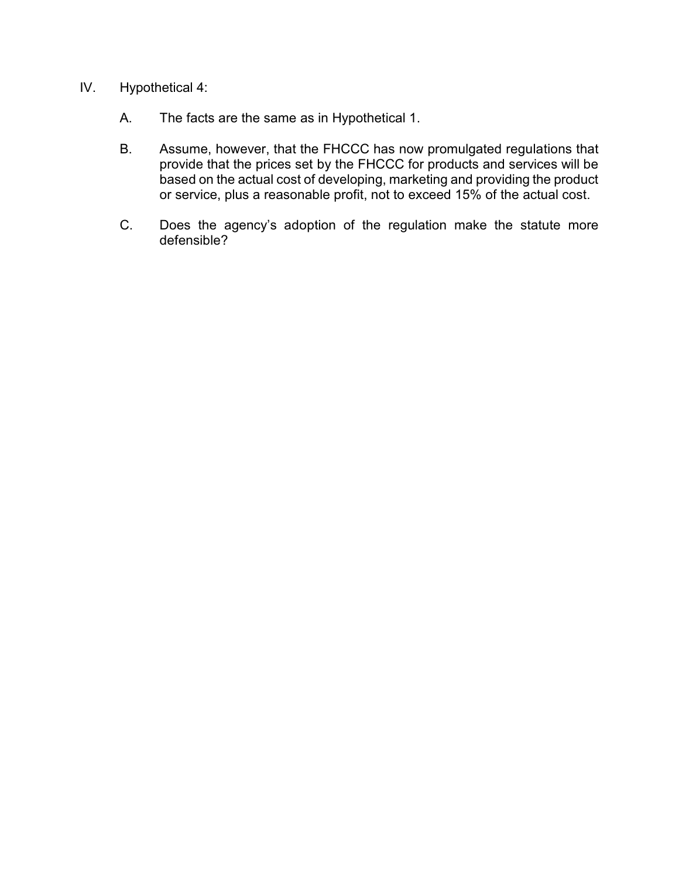IV. Hypothetical 4:

A. The facts are the same as in Hypothetical 1.

B. Assume, however, that the FHCCC has now promulgated regulations that provide that the prices set by the FHCCC for products and services will be based on the actual cost of developing, marketing and providing the product or service, plus a reasonable profit, not to exceed 15% of the actual cost.

C. Does the agency's adoption of the regulation make the statute more defensible?